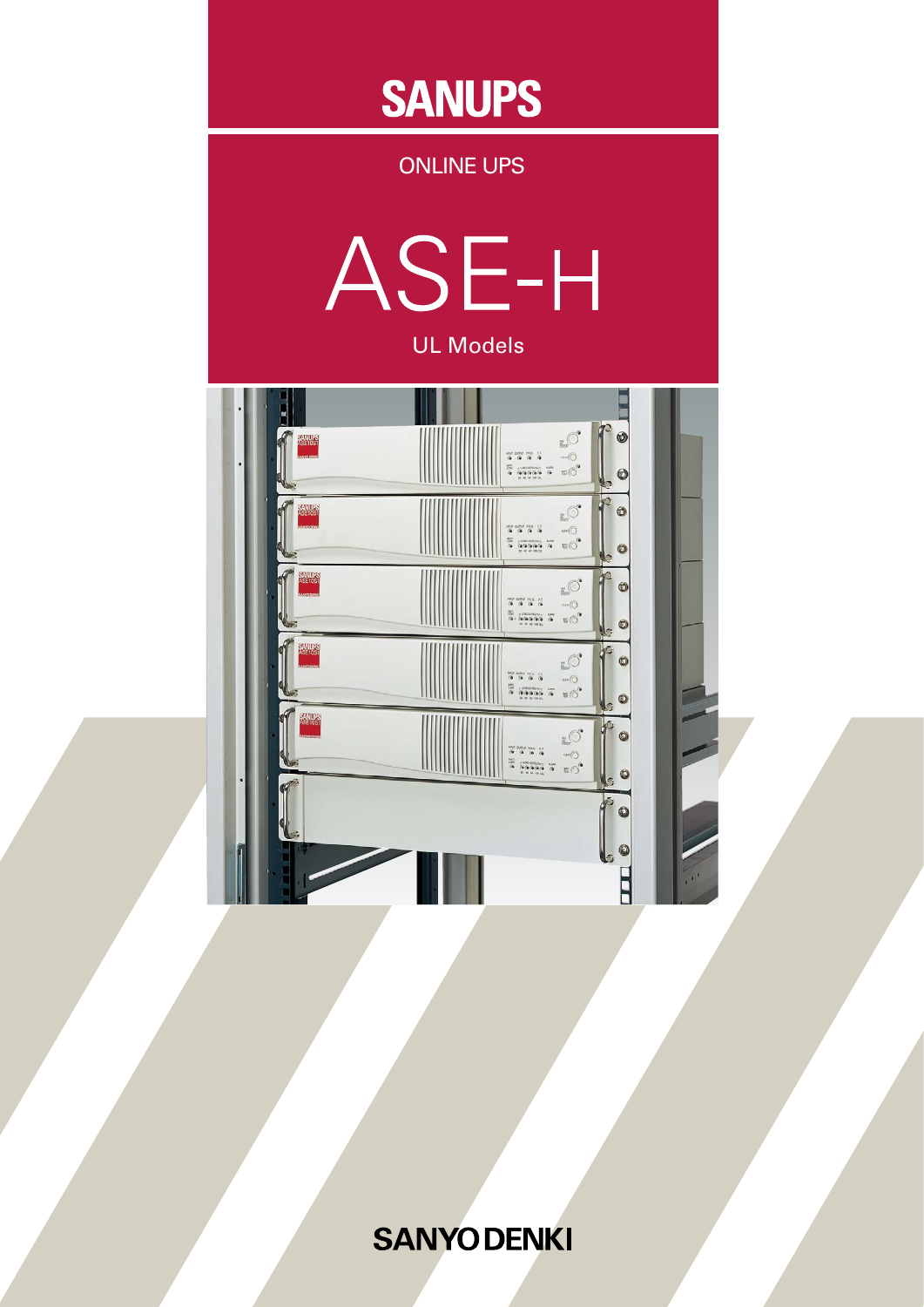# SANUPS

ONLINE UPS

# ASE-H

UL Models

SANYO DENKI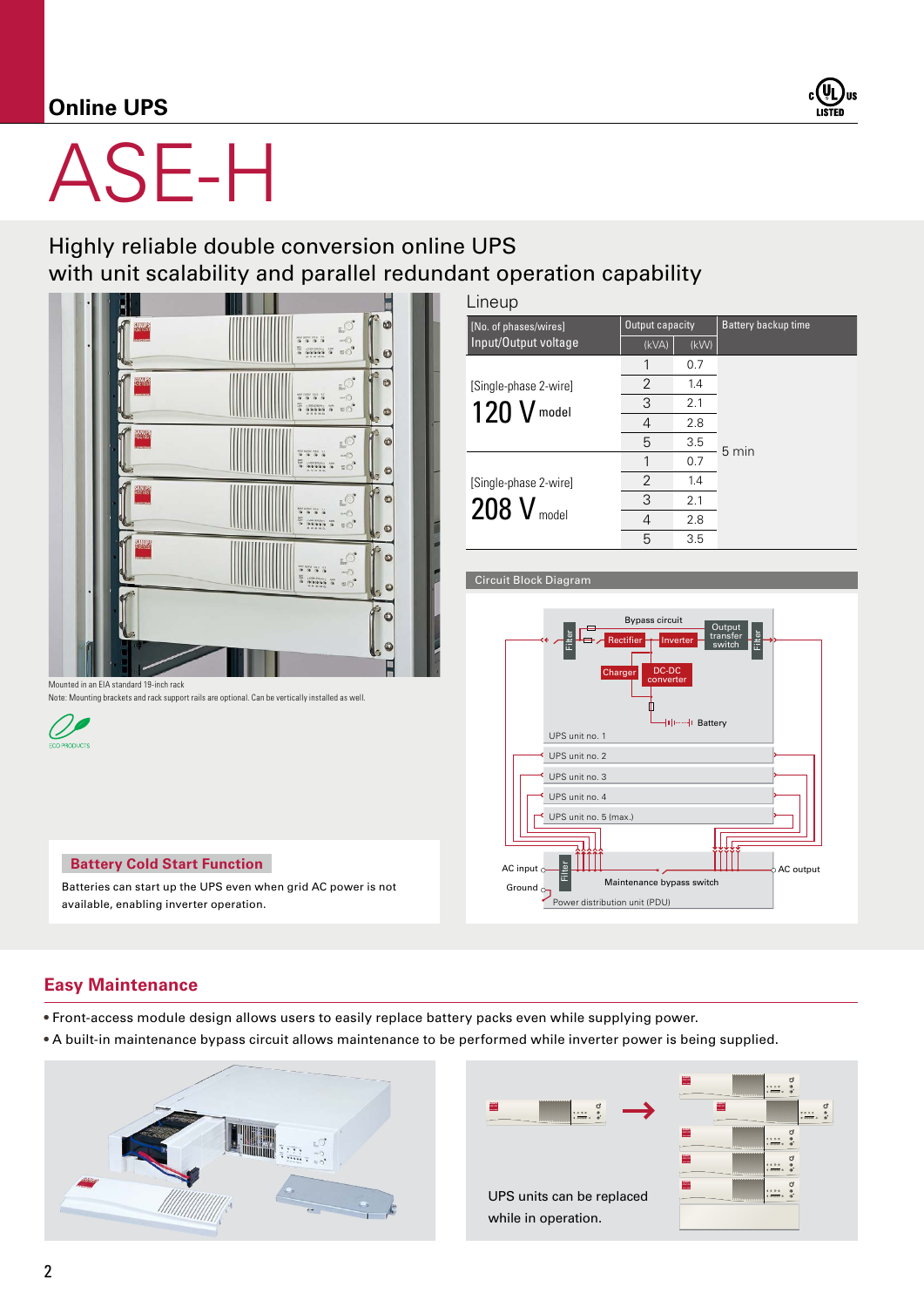Online UPS

# ASE-H

## Highly reliable double conversion online UPS with unit scalability and parallel redundant operation capability

Mounted in an EIA standard 19-inch rack

Note: Mounting brackets and rack support rails are optional. Can be vertically installed as well.

ECO PRODUCTS

### Lineup

| [No. of phases/wires] Input/Output voltage | Output capacity (kVA) | Output capacity (kW) | Battery backup time |
|---|---|---|---|
| [Single-phase 2-wire] 120 V model | 1 | 0.7 | 5 min |
| | 2 | 1.4 | |
| | 3 | 2.1 | |
| | 4 | 2.8 | |
| | 5 | 3.5 | |
| [Single-phase 2-wire] 208 V model | 1 | 0.7 | |
| | 2 | 1.4 | |
| | 3 | 2.1 | |
| | 4 | 2.8 | |
| | 5 | 3.5 | |

### Circuit Block Diagram

Bypass circuit, Filter, Rectifier, Inverter, Output transfer switch, Filter, Charger, DC-DC converter, Battery, UPS unit no. 1, UPS unit no. 2, UPS unit no. 3, UPS unit no. 4, UPS unit no. 5 (max.), AC input, Ground, Filter, Maintenance bypass switch, AC output, Power distribution unit (PDU)

### Battery Cold Start Function

Batteries can start up the UPS even when grid AC power is not available, enabling inverter operation.

## Easy Maintenance

- Front-access module design allows users to easily replace battery packs even while supplying power.
- A built-in maintenance bypass circuit allows maintenance to be performed while inverter power is being supplied.

UPS units can be replaced while in operation.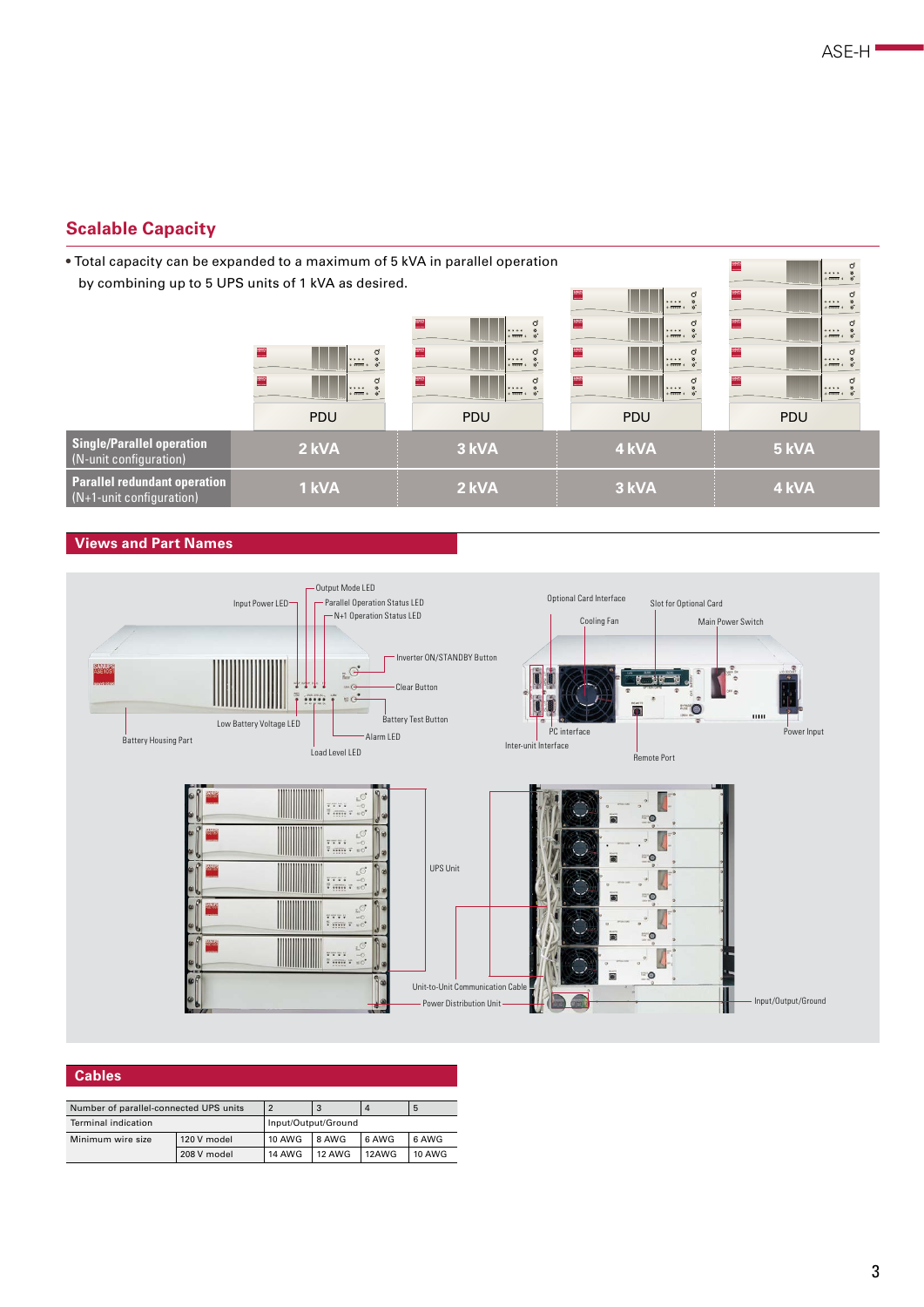## Scalable Capacity

- Total capacity can be expanded to a maximum of 5 kVA in parallel operation by combining up to 5 UPS units of 1 kVA as desired.

| | PDU | PDU | PDU | PDU |
|---|---|---|---|---|
| **Single/Parallel operation** (N-unit configuration) | 2 kVA | 3 kVA | 4 kVA | 5 kVA |
| **Parallel redundant operation** (N+1-unit configuration) | 1 kVA | 2 kVA | 3 kVA | 4 kVA |

## Views and Part Names

Input Power LED, Output Mode LED, Parallel Operation Status LED, N+1 Operation Status LED, Inverter ON/STANDBY Button, Clear Button, Battery Test Button, Alarm LED, Load Level LED, Low Battery Voltage LED, Battery Housing Part

Optional Card Interface, Cooling Fan, Slot for Optional Card, Main Power Switch, PC interface, Inter-unit Interface, Remote Port, Power Input

UPS Unit, Unit-to-Unit Communication Cable, Power Distribution Unit, Input/Output/Ground

## Cables

| Number of parallel-connected UPS units | | 2 | 3 | 4 | 5 |
|---|---|---|---|---|---|
| Terminal indication | | Input/Output/Ground | | | |
| Minimum wire size | 120 V model | 10 AWG | 8 AWG | 6 AWG | 6 AWG |
| | 208 V model | 14 AWG | 12 AWG | 12AWG | 10 AWG |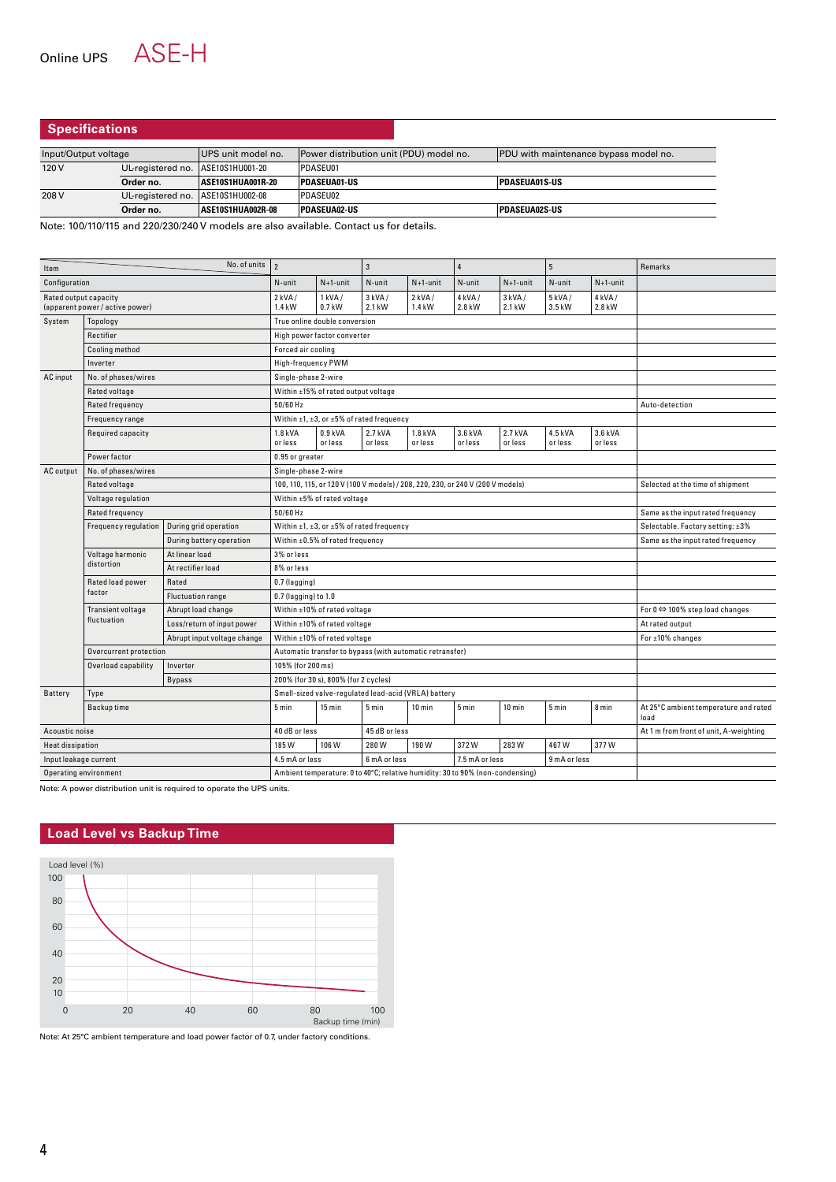Online UPS **ASE-H**

## Specifications

| Input/Output voltage | | UPS unit model no. | Power distribution unit (PDU) model no. | PDU with maintenance bypass model no. |
|---|---|---|---|---|
| 120 V | UL-registered no. | ASE10S1HU001-20 | PDASEU01 | |
| | **Order no.** | **ASE10S1HUA001R-20** | **PDASEUA01-US** | **PDASEUA01S-US** |
| 208 V | UL-registered no. | ASE10S1HU002-08 | PDASEU02 | |
| | **Order no.** | **ASE10S1HUA002R-08** | **PDASEUA02-US** | **PDASEUA02S-US** |

Note: 100/110/115 and 220/230/240 V models are also available. Contact us for details.

| Item | | | 2 (No. of units) | | 3 | | 4 | | 5 | | Remarks |
|---|---|---|---|---|---|---|---|---|---|---|---|
| Configuration | | | N-unit | N+1-unit | N-unit | N+1-unit | N-unit | N+1-unit | N-unit | N+1-unit | |
| Rated output capacity (apparent power / active power) | | | 2 kVA / 1.4 kW | 1 kVA / 0.7 kW | 3 kVA / 2.1 kW | 2 kVA / 1.4 kW | 4 kVA / 2.8 kW | 3 kVA / 2.1 kW | 5 kVA / 3.5 kW | 4 kVA / 2.8 kW | |
| System | Topology | | True online double conversion | | | | | | | | |
| | Rectifier | | High power factor converter | | | | | | | | |
| | Cooling method | | Forced air cooling | | | | | | | | |
| | Inverter | | High-frequency PWM | | | | | | | | |
| AC input | No. of phases/wires | | Single-phase 2-wire | | | | | | | | |
| | Rated voltage | | Within ±15% of rated output voltage | | | | | | | | |
| | Rated frequency | | 50/60 Hz | | | | | | | | Auto-detection |
| | Frequency range | | Within ±1, ±3, or ±5% of rated frequency | | | | | | | | |
| | Required capacity | | 1.8 kVA or less | 0.9 kVA or less | 2.7 kVA or less | 1.8 kVA or less | 3.6 kVA or less | 2.7 kVA or less | 4.5 kVA or less | 3.6 kVA or less | |
| | Power factor | | 0.95 or greater | | | | | | | | |
| AC output | No. of phases/wires | | Single-phase 2-wire | | | | | | | | |
| | Rated voltage | | 100, 110, 115, or 120 V (100 V models) / 208, 220, 230, or 240 V (200 V models) | | | | | | | | Selected at the time of shipment |
| | Voltage regulation | | Within ±5% of rated voltage | | | | | | | | |
| | Rated frequency | | 50/60 Hz | | | | | | | | Same as the input rated frequency |
| | Frequency regulation | During grid operation | Within ±1, ±3, or ±5% of rated frequency | | | | | | | | Selectable. Factory setting: ±3% |
| | | During battery operation | Within ±0.5% of rated frequency | | | | | | | | Same as the input rated frequency |
| | Voltage harmonic distortion | At linear load | 3% or less | | | | | | | | |
| | | At rectifier load | 8% or less | | | | | | | | |
| | Rated load power factor | Rated | 0.7 (lagging) | | | | | | | | |
| | | Fluctuation range | 0.7 (lagging) to 1.0 | | | | | | | | |
| | Transient voltage fluctuation | Abrupt load change | Within ±10% of rated voltage | | | | | | | | For 0 ⇔ 100% step load changes |
| | | Loss/return of input power | Within ±10% of rated voltage | | | | | | | | At rated output |
| | | Abrupt input voltage change | Within ±10% of rated voltage | | | | | | | | For ±10% changes |
| | Overcurrent protection | | Automatic transfer to bypass (with automatic retransfer) | | | | | | | | |
| | Overload capability | Inverter | 105% (for 200 ms) | | | | | | | | |
| | | Bypass | 200% (for 30 s), 800% (for 2 cycles) | | | | | | | | |
| Battery | Type | | Small-sized valve-regulated lead-acid (VRLA) battery | | | | | | | | |
| | Backup time | | 5 min | 15 min | 5 min | 10 min | 5 min | 10 min | 5 min | 8 min | At 25°C ambient temperature and rated load |
| Acoustic noise | | | 40 dB or less | | 45 dB or less | | | | | | At 1 m from front of unit, A-weighting |
| Heat dissipation | | | 185 W | 106 W | 280 W | 190 W | 372 W | 283 W | 467 W | 377 W | |
| Input leakage current | | | 4.5 mA or less | | 6 mA or less | | 7.5 mA or less | | 9 mA or less | | |
| Operating environment | | | Ambient temperature: 0 to 40°C; relative humidity: 30 to 90% (non-condensing) | | | | | | | | |

Note: A power distribution unit is required to operate the UPS units.

## Load Level vs Backup Time

Load level (%)

Backup time (min)

Note: At 25°C ambient temperature and load power factor of 0.7, under factory conditions.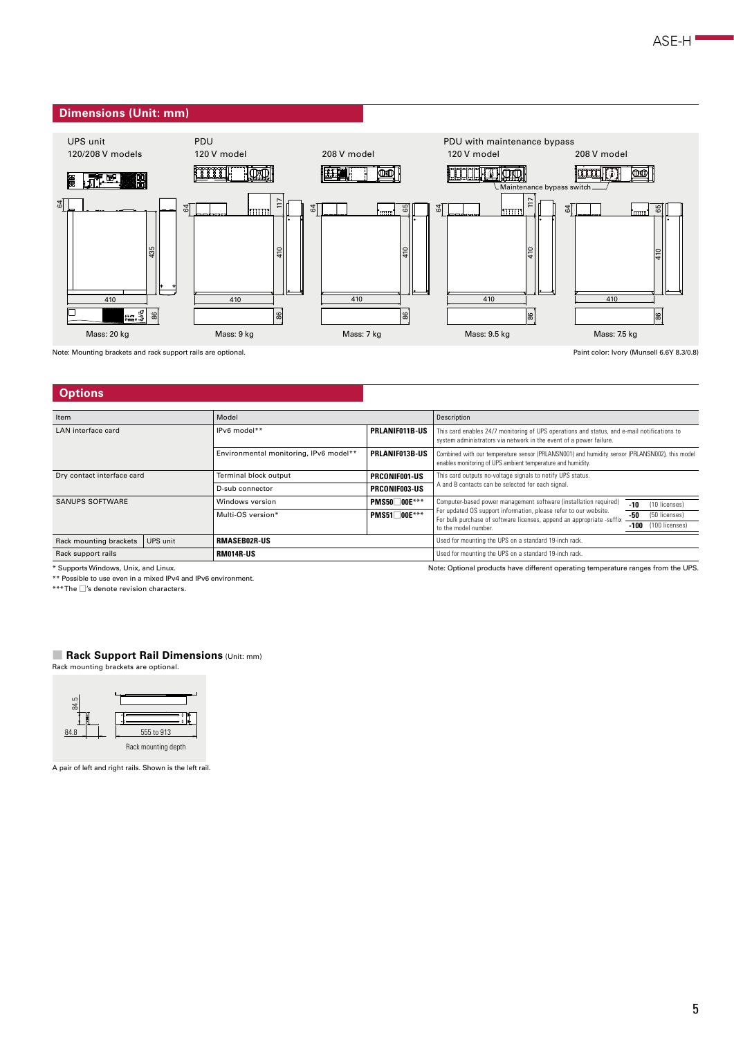## Dimensions (Unit: mm)

UPS unit
120/208 V models

Mass: 20 kg

PDU
120 V model

Mass: 9 kg

208 V model

Mass: 7 kg

PDU with maintenance bypass
120 V model

Mass: 9.5 kg

208 V model

Mass: 7.5 kg

Maintenance bypass switch

Note: Mounting brackets and rack support rails are optional.

Paint color: Ivory (Munsell 6.6Y 8.3/0.8)

## Options

| Item | | Model | | Description |
|---|---|---|---|---|
| LAN interface card | | IPv6 model** | PRLANIF011B-US | This card enables 24/7 monitoring of UPS operations and status, and e-mail notifications to system administrators via network in the event of a power failure. |
| | | Environmental monitoring, IPv6 model** | PRLANIF013B-US | Combined with our temperature sensor (PRLANSN001) and humidity sensor (PRLANSN002), this model enables monitoring of UPS ambient temperature and humidity. |
| Dry contact interface card | | Terminal block output | PRCONIF001-US | This card outputs no-voltage signals to notify UPS status. A and B contacts can be selected for each signal. |
| | | D-sub connector | PRCONIF003-US | |
| SANUPS SOFTWARE | | Windows version | PMS50□00E*** | Computer-based power management software (installation required) For updated OS support information, please refer to our website. For bulk purchase of software licenses, append an appropriate -suffix to the model number. -10 (10 licenses) -50 (50 licenses) -100 (100 licenses) |
| | | Multi-OS version* | PMS51□00E*** | |
| Rack mounting brackets | UPS unit | RMASEB02R-US | | Used for mounting the UPS on a standard 19-inch rack. |
| Rack support rails | | RM014R-US | | Used for mounting the UPS on a standard 19-inch rack. |

\* Supports Windows, Unix, and Linux.
\** Possible to use even in a mixed IPv4 and IPv6 environment.
\*** The □'s denote revision characters.

Note: Optional products have different operating temperature ranges from the UPS.

### Rack Support Rail Dimensions (Unit: mm)

Rack mounting brackets are optional.

84.5
84.8
555 to 913
Rack mounting depth

A pair of left and right rails. Shown is the left rail.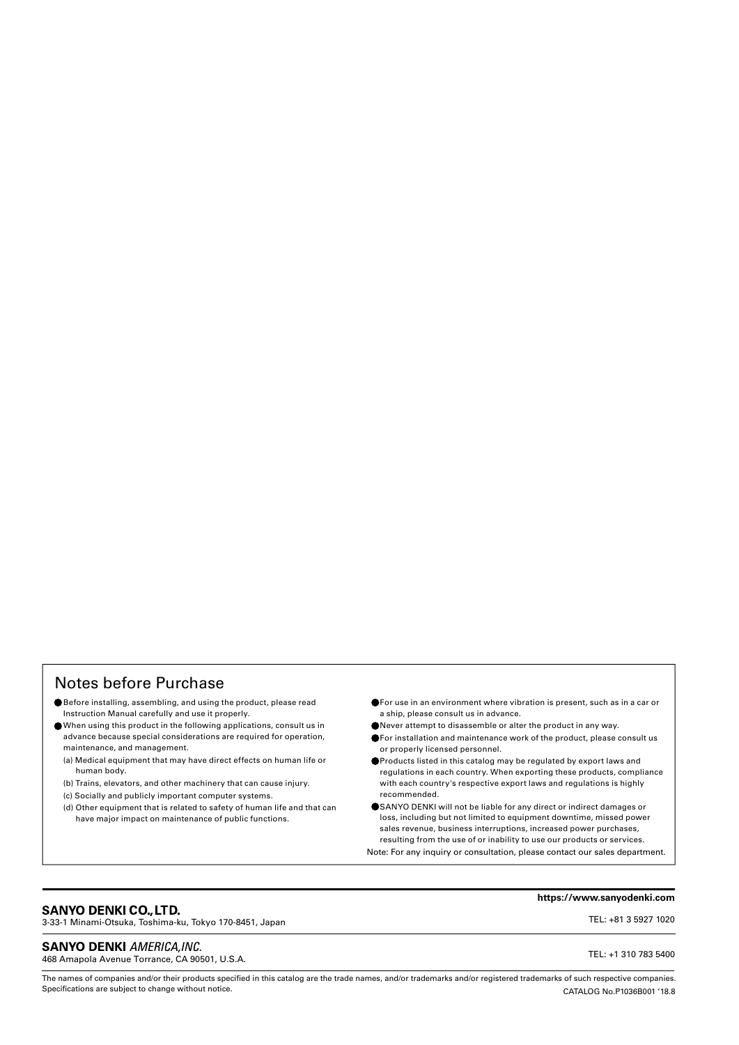## Notes before Purchase

- Before installing, assembling, and using the product, please read Instruction Manual carefully and use it properly.
- When using this product in the following applications, consult us in advance because special considerations are required for operation, maintenance, and management.
  - (a) Medical equipment that may have direct effects on human life or human body.
  - (b) Trains, elevators, and other machinery that can cause injury.
  - (c) Socially and publicly important computer systems.
  - (d) Other equipment that is related to safety of human life and that can have major impact on maintenance of public functions.
- For use in an environment where vibration is present, such as in a car or a ship, please consult us in advance.
- Never attempt to disassemble or alter the product in any way.
- For installation and maintenance work of the product, please consult us or properly licensed personnel.
- Products listed in this catalog may be regulated by export laws and regulations in each country. When exporting these products, compliance with each country's respective export laws and regulations is highly recommended.
- SANYO DENKI will not be liable for any direct or indirect damages or loss, including but not limited to equipment downtime, missed power sales revenue, business interruptions, increased power purchases, resulting from the use of or inability to use our products or services.

Note: For any inquiry or consultation, please contact our sales department.

https://www.sanyodenki.com

**SANYO DENKI CO., LTD.**
3-33-1 Minami-Otsuka, Toshima-ku, Tokyo 170-8451, Japan
TEL: +81 3 5927 1020

**SANYO DENKI** *AMERICA, INC.*
468 Amapola Avenue Torrance, CA 90501, U.S.A.
TEL: +1 310 783 5400

The names of companies and/or their products specified in this catalog are the trade names, and/or trademarks and/or registered trademarks of such respective companies.
Specifications are subject to change without notice.

CATALOG No.P1036B001 '18.8